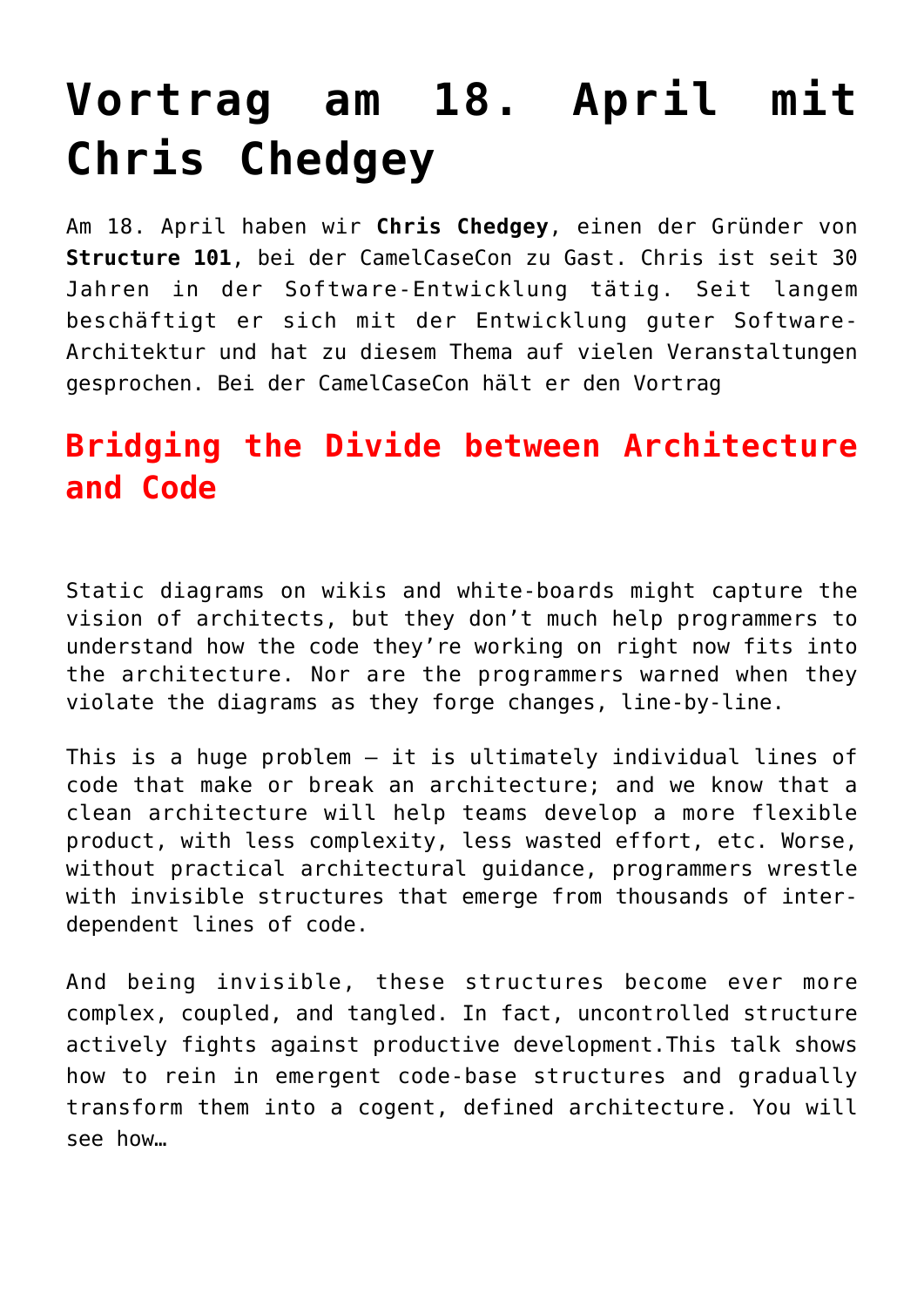# Vortrag am 18. April mit Chris Chedgey

Am 18. April haben wir **Chris Chedgey**, einen der Gründer von **Structure 101**, bei der CamelCaseCon zu Gast. Chris ist seit 30 Jahren in der Software-Entwicklung tätig. Seit langem beschäftigt er sich mit der Entwicklung guter Software-Architektur und hat zu diesem Thema auf vielen Veranstaltungen gesprochen. Bei der CamelCaseCon hält er den Vortrag

## Bridging the Divide between Architecture and Code

Static diagrams on wikis and white-boards might capture the vision of architects, but they don't much help programmers to understand how the code they're working on right now fits into the architecture. Nor are the programmers warned when they violate the diagrams as they forge changes, line-by-line.

This is a huge problem – it is ultimately individual lines of code that make or break an architecture; and we know that a clean architecture will help teams develop a more flexible product, with less complexity, less wasted effort, etc. Worse, without practical architectural guidance, programmers wrestle with invisible structures that emerge from thousands of inter-dependent lines of code.

And being invisible, these structures become ever more complex, coupled, and tangled. In fact, uncontrolled structure actively fights against productive development.This talk shows how to rein in emergent code-base structures and gradually transform them into a cogent, defined architecture. You will see how…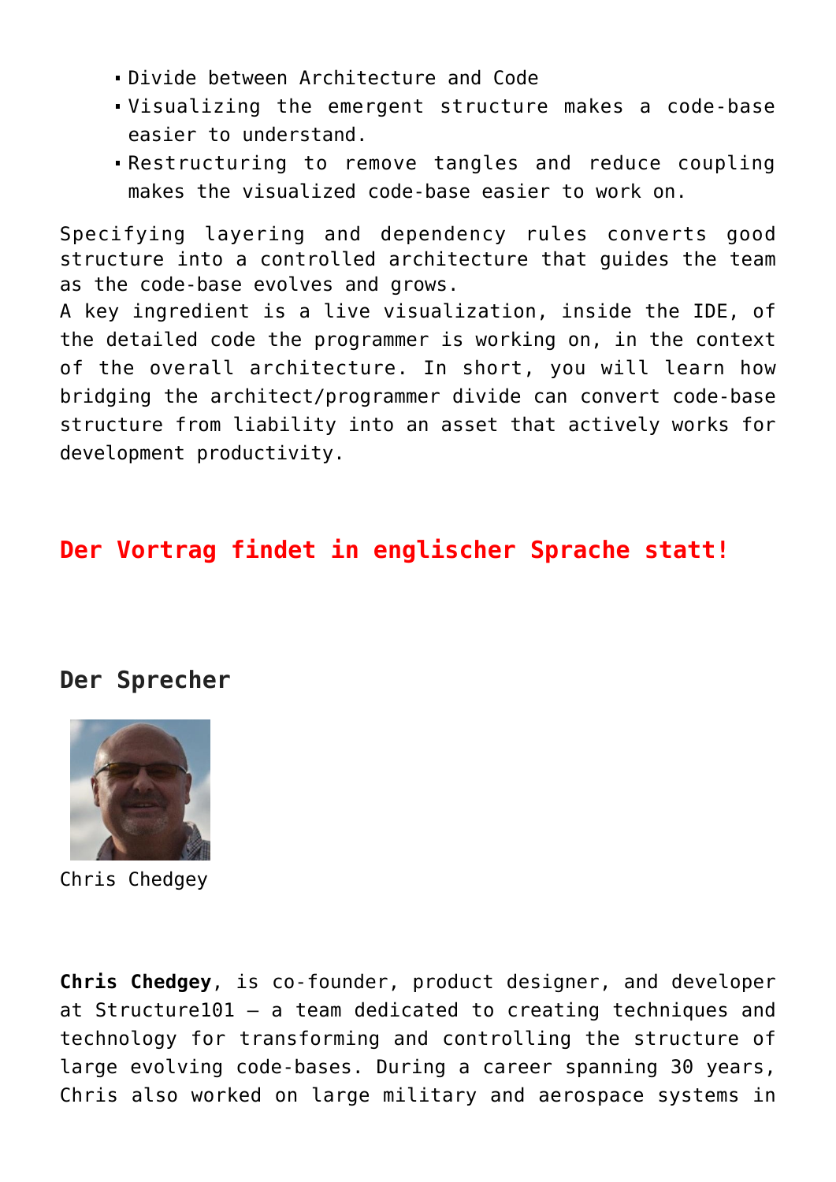- Divide between Architecture and Code
- Visualizing the emergent structure makes a code-base easier to understand.
- Restructuring to remove tangles and reduce coupling makes the visualized code-base easier to work on.

Specifying layering and dependency rules converts good structure into a controlled architecture that guides the team as the code-base evolves and grows.
A key ingredient is a live visualization, inside the IDE, of the detailed code the programmer is working on, in the context of the overall architecture. In short, you will learn how bridging the architect/programmer divide can convert code-base structure from liability into an asset that actively works for development productivity.

**Der Vortrag findet in englischer Sprache statt!**

## Der Sprecher

Chris Chedgey

**Chris Chedgey**, is co-founder, product designer, and developer at Structure101 – a team dedicated to creating techniques and technology for transforming and controlling the structure of large evolving code-bases. During a career spanning 30 years, Chris also worked on large military and aerospace systems in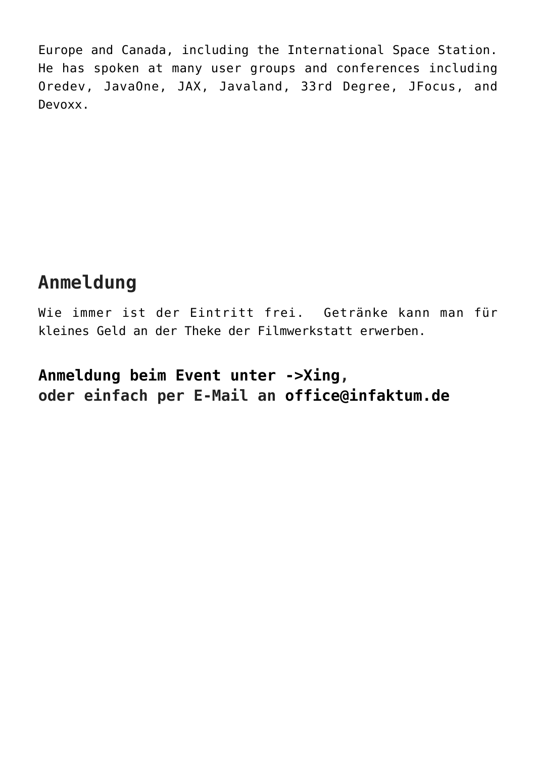Europe and Canada, including the International Space Station. He has spoken at many user groups and conferences including Oredev, JavaOne, JAX, Javaland, 33rd Degree, JFocus, and Devoxx.

## Anmeldung

Wie immer ist der Eintritt frei. Getränke kann man für kleines Geld an der Theke der Filmwerkstatt erwerben.

**Anmeldung beim Event unter ->Xing,**
**oder einfach per E-Mail an office@infaktum.de**